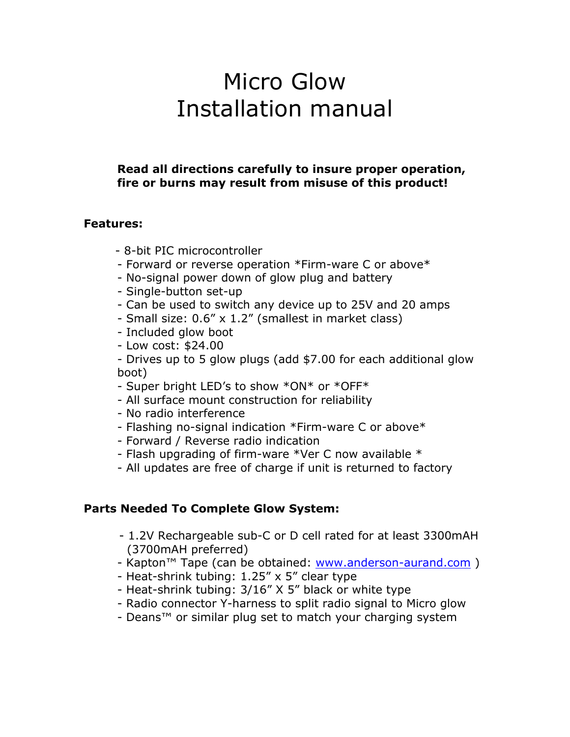# Micro Glow
# Installation manual

**Read all directions carefully to insure proper operation, fire or burns may result from misuse of this product!**

**Features:**

- 8-bit PIC microcontroller
- Forward or reverse operation *Firm-ware C or above*
- No-signal power down of glow plug and battery
- Single-button set-up
- Can be used to switch any device up to 25V and 20 amps
- Small size: 0.6" x 1.2" (smallest in market class)
- Included glow boot
- Low cost: $24.00
- Drives up to 5 glow plugs (add $7.00 for each additional glow boot)
- Super bright LED's to show *ON* or *OFF*
- All surface mount construction for reliability
- No radio interference
- Flashing no-signal indication *Firm-ware C or above*
- Forward / Reverse radio indication
- Flash upgrading of firm-ware *Ver C now available *
- All updates are free of charge if unit is returned to factory

**Parts Needed To Complete Glow System:**

- 1.2V Rechargeable sub-C or D cell rated for at least 3300mAH (3700mAH preferred)
- Kapton™ Tape (can be obtained: [www.anderson-aurand.com](http://www.anderson-aurand.com) )
- Heat-shrink tubing: 1.25" x 5" clear type
- Heat-shrink tubing: 3/16" X 5" black or white type
- Radio connector Y-harness to split radio signal to Micro glow
- Deans™ or similar plug set to match your charging system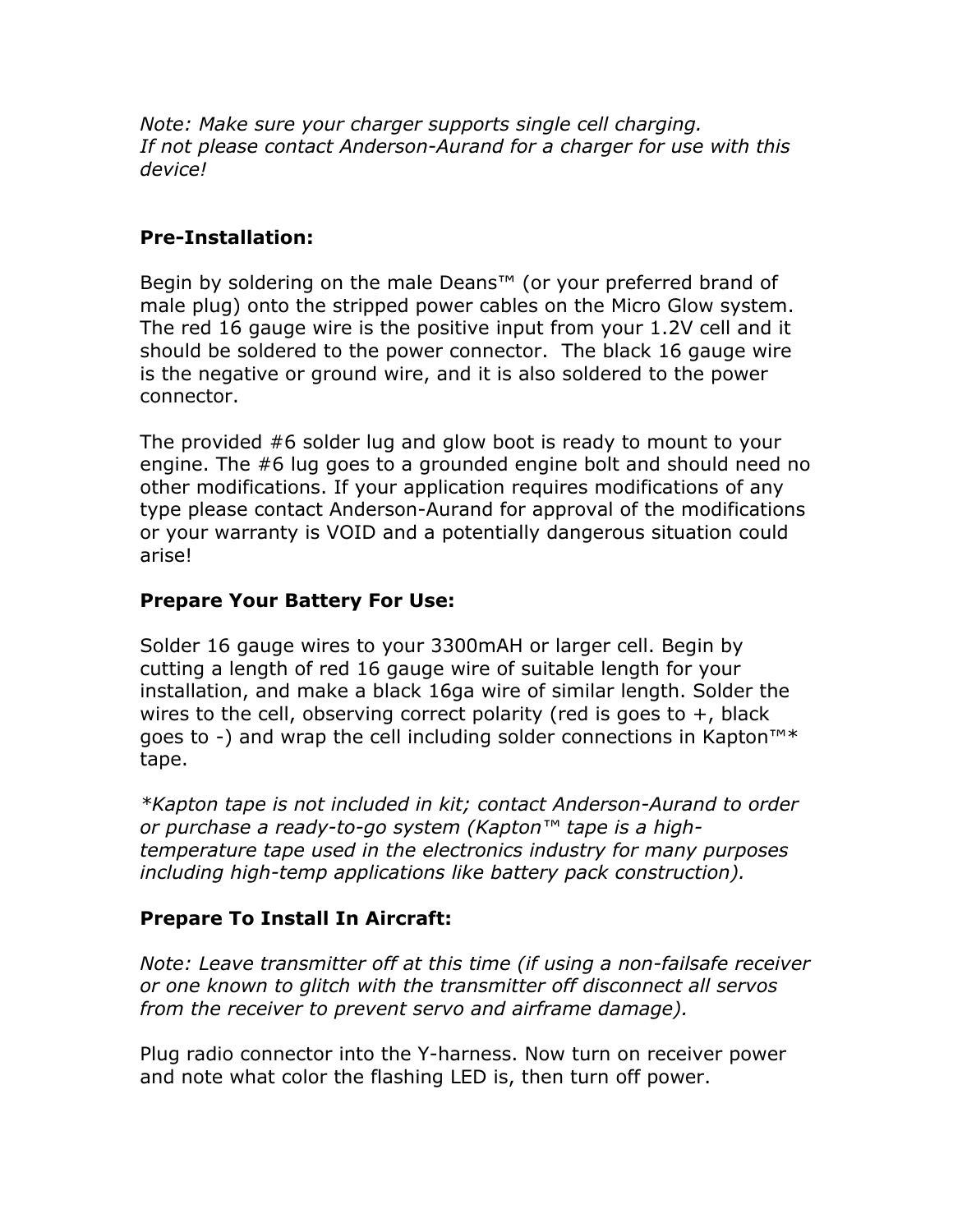*Note: Make sure your charger supports single cell charging.*
*If not please contact Anderson-Aurand for a charger for use with this device!*

**Pre-Installation:**

Begin by soldering on the male Deans™ (or your preferred brand of male plug) onto the stripped power cables on the Micro Glow system. The red 16 gauge wire is the positive input from your 1.2V cell and it should be soldered to the power connector.  The black 16 gauge wire is the negative or ground wire, and it is also soldered to the power connector.

The provided #6 solder lug and glow boot is ready to mount to your engine. The #6 lug goes to a grounded engine bolt and should need no other modifications. If your application requires modifications of any type please contact Anderson-Aurand for approval of the modifications or your warranty is VOID and a potentially dangerous situation could arise!

**Prepare Your Battery For Use:**

Solder 16 gauge wires to your 3300mAH or larger cell. Begin by cutting a length of red 16 gauge wire of suitable length for your installation, and make a black 16ga wire of similar length. Solder the wires to the cell, observing correct polarity (red is goes to +, black goes to -) and wrap the cell including solder connections in Kapton™* tape.

*\*Kapton tape is not included in kit; contact Anderson-Aurand to order or purchase a ready-to-go system (Kapton™ tape is a high-temperature tape used in the electronics industry for many purposes including high-temp applications like battery pack construction).*

**Prepare To Install In Aircraft:**

*Note: Leave transmitter off at this time (if using a non-failsafe receiver or one known to glitch with the transmitter off disconnect all servos from the receiver to prevent servo and airframe damage).*

Plug radio connector into the Y-harness. Now turn on receiver power and note what color the flashing LED is, then turn off power.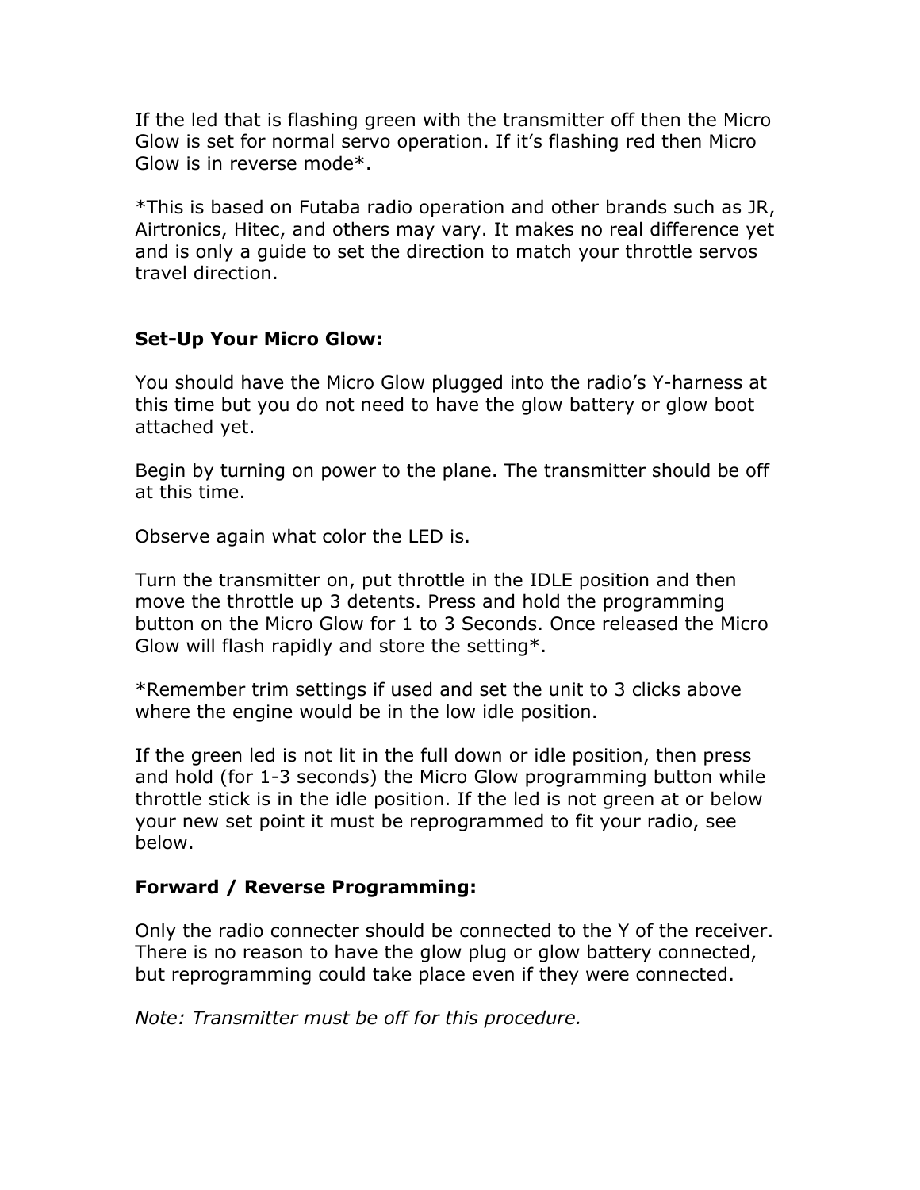If the led that is flashing green with the transmitter off then the Micro Glow is set for normal servo operation. If it's flashing red then Micro Glow is in reverse mode*.

*This is based on Futaba radio operation and other brands such as JR, Airtronics, Hitec, and others may vary. It makes no real difference yet and is only a guide to set the direction to match your throttle servos travel direction.

**Set-Up Your Micro Glow:**

You should have the Micro Glow plugged into the radio's Y-harness at this time but you do not need to have the glow battery or glow boot attached yet.

Begin by turning on power to the plane. The transmitter should be off at this time.

Observe again what color the LED is.

Turn the transmitter on, put throttle in the IDLE position and then move the throttle up 3 detents. Press and hold the programming button on the Micro Glow for 1 to 3 Seconds. Once released the Micro Glow will flash rapidly and store the setting*.

*Remember trim settings if used and set the unit to 3 clicks above where the engine would be in the low idle position.

If the green led is not lit in the full down or idle position, then press and hold (for 1-3 seconds) the Micro Glow programming button while throttle stick is in the idle position. If the led is not green at or below your new set point it must be reprogrammed to fit your radio, see below.

**Forward / Reverse Programming:**

Only the radio connecter should be connected to the Y of the receiver. There is no reason to have the glow plug or glow battery connected, but reprogramming could take place even if they were connected.

*Note: Transmitter must be off for this procedure.*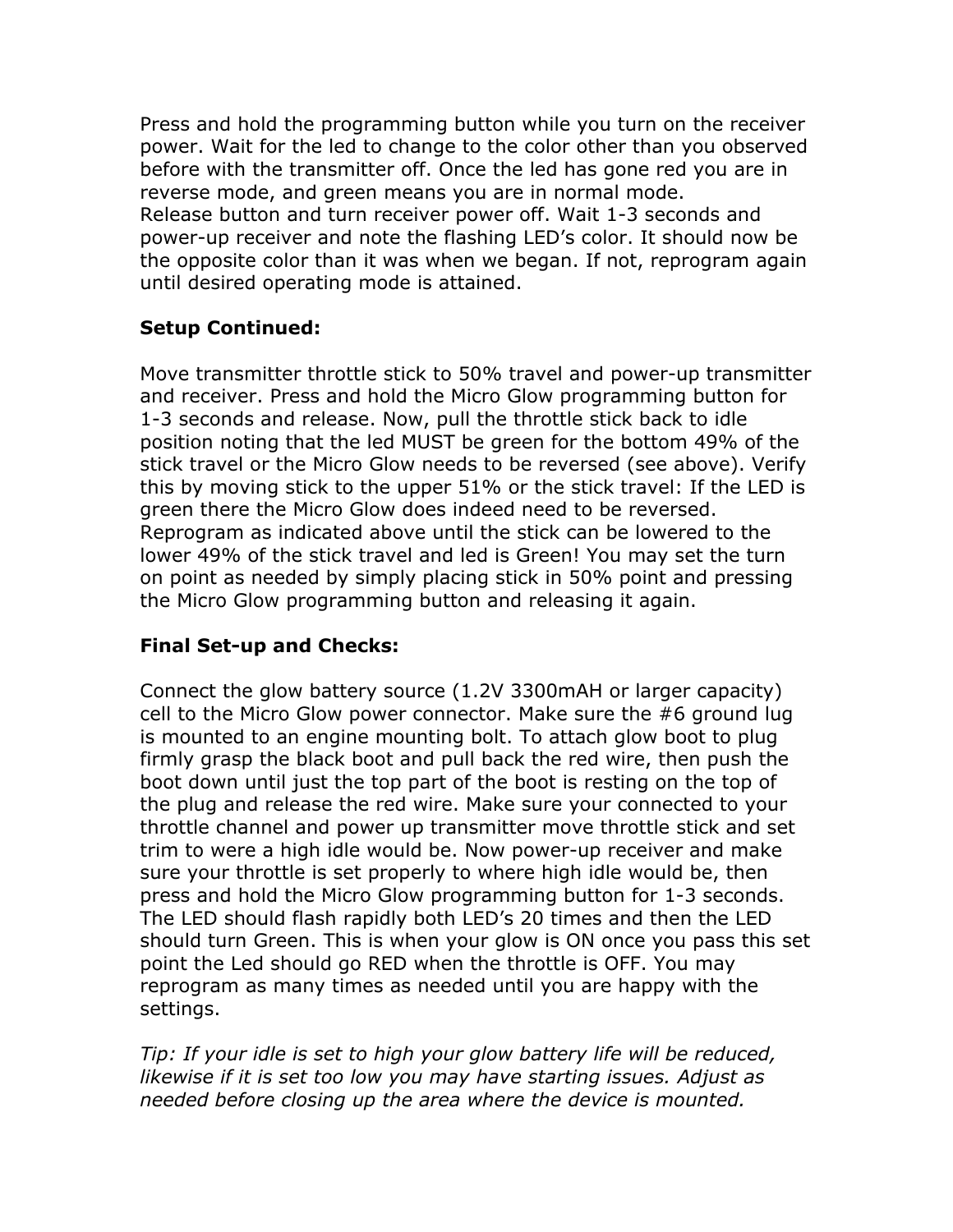Press and hold the programming button while you turn on the receiver power. Wait for the led to change to the color other than you observed before with the transmitter off. Once the led has gone red you are in reverse mode, and green means you are in normal mode.
Release button and turn receiver power off. Wait 1-3 seconds and power-up receiver and note the flashing LED's color. It should now be the opposite color than it was when we began. If not, reprogram again until desired operating mode is attained.

**Setup Continued:**

Move transmitter throttle stick to 50% travel and power-up transmitter and receiver. Press and hold the Micro Glow programming button for 1-3 seconds and release. Now, pull the throttle stick back to idle position noting that the led MUST be green for the bottom 49% of the stick travel or the Micro Glow needs to be reversed (see above). Verify this by moving stick to the upper 51% or the stick travel: If the LED is green there the Micro Glow does indeed need to be reversed. Reprogram as indicated above until the stick can be lowered to the lower 49% of the stick travel and led is Green! You may set the turn on point as needed by simply placing stick in 50% point and pressing the Micro Glow programming button and releasing it again.

**Final Set-up and Checks:**

Connect the glow battery source (1.2V 3300mAH or larger capacity) cell to the Micro Glow power connector. Make sure the #6 ground lug is mounted to an engine mounting bolt. To attach glow boot to plug firmly grasp the black boot and pull back the red wire, then push the boot down until just the top part of the boot is resting on the top of the plug and release the red wire. Make sure your connected to your throttle channel and power up transmitter move throttle stick and set trim to were a high idle would be. Now power-up receiver and make sure your throttle is set properly to where high idle would be, then press and hold the Micro Glow programming button for 1-3 seconds. The LED should flash rapidly both LED's 20 times and then the LED should turn Green. This is when your glow is ON once you pass this set point the Led should go RED when the throttle is OFF. You may reprogram as many times as needed until you are happy with the settings.

*Tip: If your idle is set to high your glow battery life will be reduced, likewise if it is set too low you may have starting issues. Adjust as needed before closing up the area where the device is mounted.*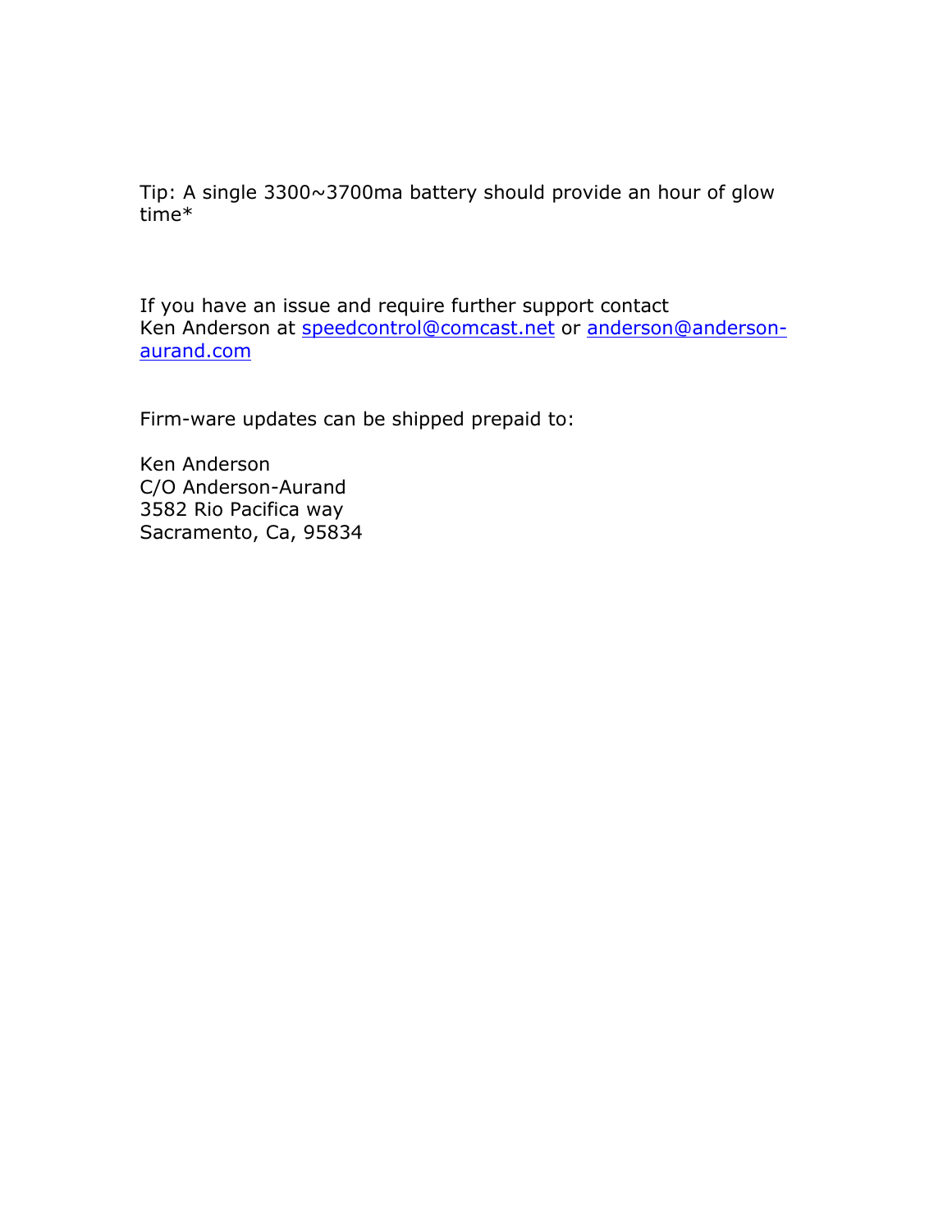Tip: A single 3300~3700ma battery should provide an hour of glow time*

If you have an issue and require further support contact
Ken Anderson at speedcontrol@comcast.net or anderson@anderson-aurand.com

Firm-ware updates can be shipped prepaid to:

Ken Anderson
C/O Anderson-Aurand
3582 Rio Pacifica way
Sacramento, Ca, 95834